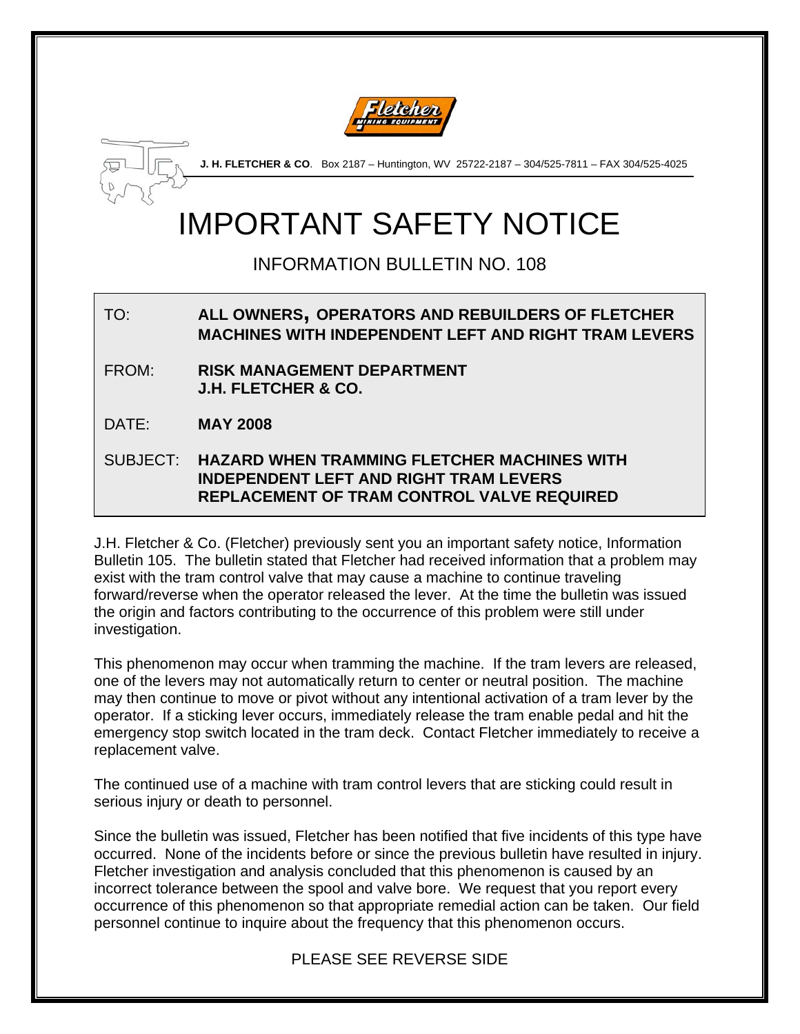**J. H. FLETCHER & CO**. Box 2187 – Huntington, WV 25722-2187 – 304/525-7811 – FAX 304/525-4025

# IMPORTANT SAFETY NOTICE

## INFORMATION BULLETIN NO. 108

| | |
|---|---|
| TO: | **ALL OWNERS, OPERATORS AND REBUILDERS OF FLETCHER MACHINES WITH INDEPENDENT LEFT AND RIGHT TRAM LEVERS** |
| FROM: | **RISK MANAGEMENT DEPARTMENT J.H. FLETCHER & CO.** |
| DATE: | **MAY 2008** |
| SUBJECT: | **HAZARD WHEN TRAMMING FLETCHER MACHINES WITH INDEPENDENT LEFT AND RIGHT TRAM LEVERS REPLACEMENT OF TRAM CONTROL VALVE REQUIRED** |

J.H. Fletcher & Co. (Fletcher) previously sent you an important safety notice, Information Bulletin 105. The bulletin stated that Fletcher had received information that a problem may exist with the tram control valve that may cause a machine to continue traveling forward/reverse when the operator released the lever. At the time the bulletin was issued the origin and factors contributing to the occurrence of this problem were still under investigation.

This phenomenon may occur when tramming the machine. If the tram levers are released, one of the levers may not automatically return to center or neutral position. The machine may then continue to move or pivot without any intentional activation of a tram lever by the operator. If a sticking lever occurs, immediately release the tram enable pedal and hit the emergency stop switch located in the tram deck. Contact Fletcher immediately to receive a replacement valve.

The continued use of a machine with tram control levers that are sticking could result in serious injury or death to personnel.

Since the bulletin was issued, Fletcher has been notified that five incidents of this type have occurred. None of the incidents before or since the previous bulletin have resulted in injury. Fletcher investigation and analysis concluded that this phenomenon is caused by an incorrect tolerance between the spool and valve bore. We request that you report every occurrence of this phenomenon so that appropriate remedial action can be taken. Our field personnel continue to inquire about the frequency that this phenomenon occurs.

PLEASE SEE REVERSE SIDE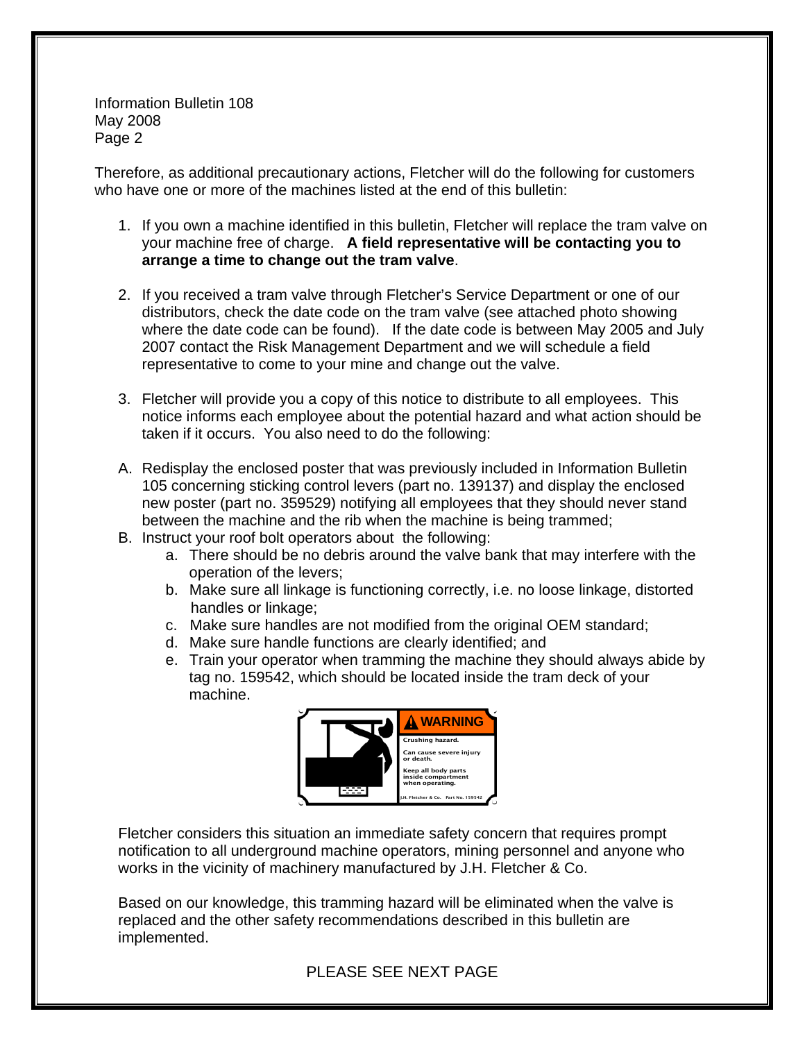Information Bulletin 108
May 2008
Page 2

Therefore, as additional precautionary actions, Fletcher will do the following for customers who have one or more of the machines listed at the end of this bulletin:

1. If you own a machine identified in this bulletin, Fletcher will replace the tram valve on your machine free of charge. **A field representative will be contacting you to arrange a time to change out the tram valve**.

2. If you received a tram valve through Fletcher's Service Department or one of our distributors, check the date code on the tram valve (see attached photo showing where the date code can be found). If the date code is between May 2005 and July 2007 contact the Risk Management Department and we will schedule a field representative to come to your mine and change out the valve.

3. Fletcher will provide you a copy of this notice to distribute to all employees. This notice informs each employee about the potential hazard and what action should be taken if it occurs. You also need to do the following:

A. Redisplay the enclosed poster that was previously included in Information Bulletin 105 concerning sticking control levers (part no. 139137) and display the enclosed new poster (part no. 359529) notifying all employees that they should never stand between the machine and the rib when the machine is being trammed;

B. Instruct your roof bolt operators about the following:
   a. There should be no debris around the valve bank that may interfere with the operation of the levers;
   b. Make sure all linkage is functioning correctly, i.e. no loose linkage, distorted handles or linkage;
   c. Make sure handles are not modified from the original OEM standard;
   d. Make sure handle functions are clearly identified; and
   e. Train your operator when tramming the machine they should always abide by tag no. 159542, which should be located inside the tram deck of your machine.

**⚠ WARNING**

Crushing hazard.

Can cause severe injury or death.

Keep all body parts inside compartment when operating.

J.H. Fletcher & Co. Part No. 159542

Fletcher considers this situation an immediate safety concern that requires prompt notification to all underground machine operators, mining personnel and anyone who works in the vicinity of machinery manufactured by J.H. Fletcher & Co.

Based on our knowledge, this tramming hazard will be eliminated when the valve is replaced and the other safety recommendations described in this bulletin are implemented.

PLEASE SEE NEXT PAGE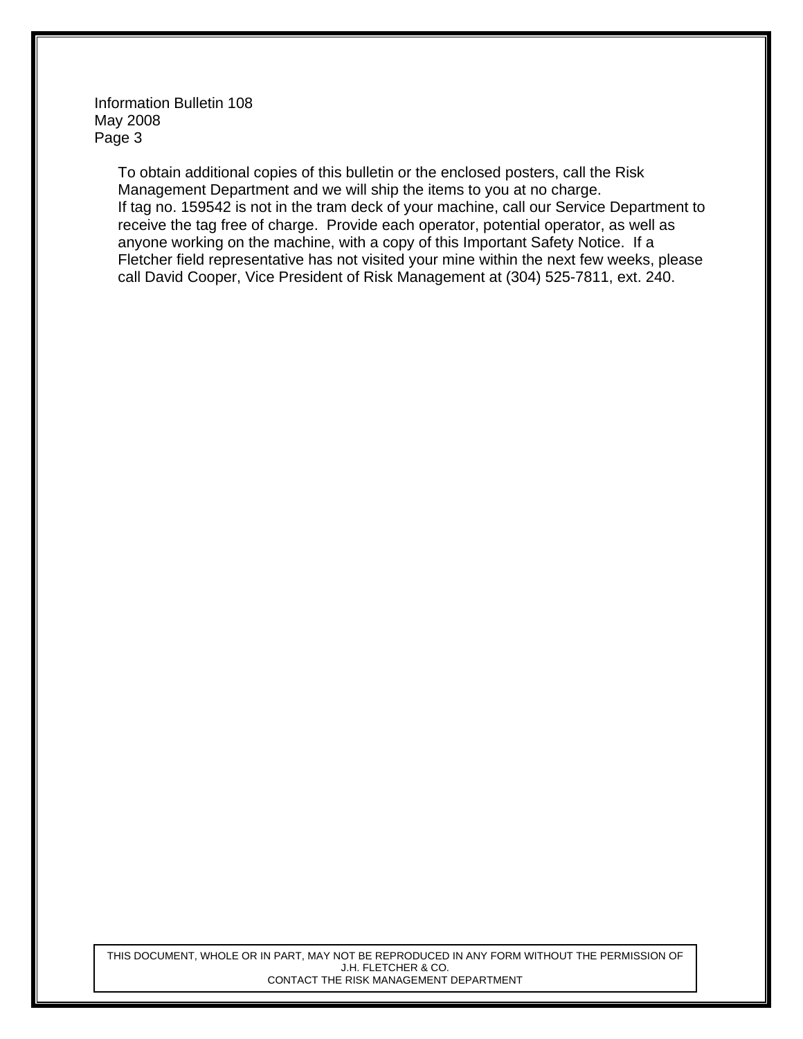To obtain additional copies of this bulletin or the enclosed posters, call the Risk Management Department and we will ship the items to you at no charge.

If tag no. 159542 is not in the tram deck of your machine, call our Service Department to receive the tag free of charge. Provide each operator, potential operator, as well as anyone working on the machine, with a copy of this Important Safety Notice. If a Fletcher field representative has not visited your mine within the next few weeks, please call David Cooper, Vice President of Risk Management at (304) 525-7811, ext. 240.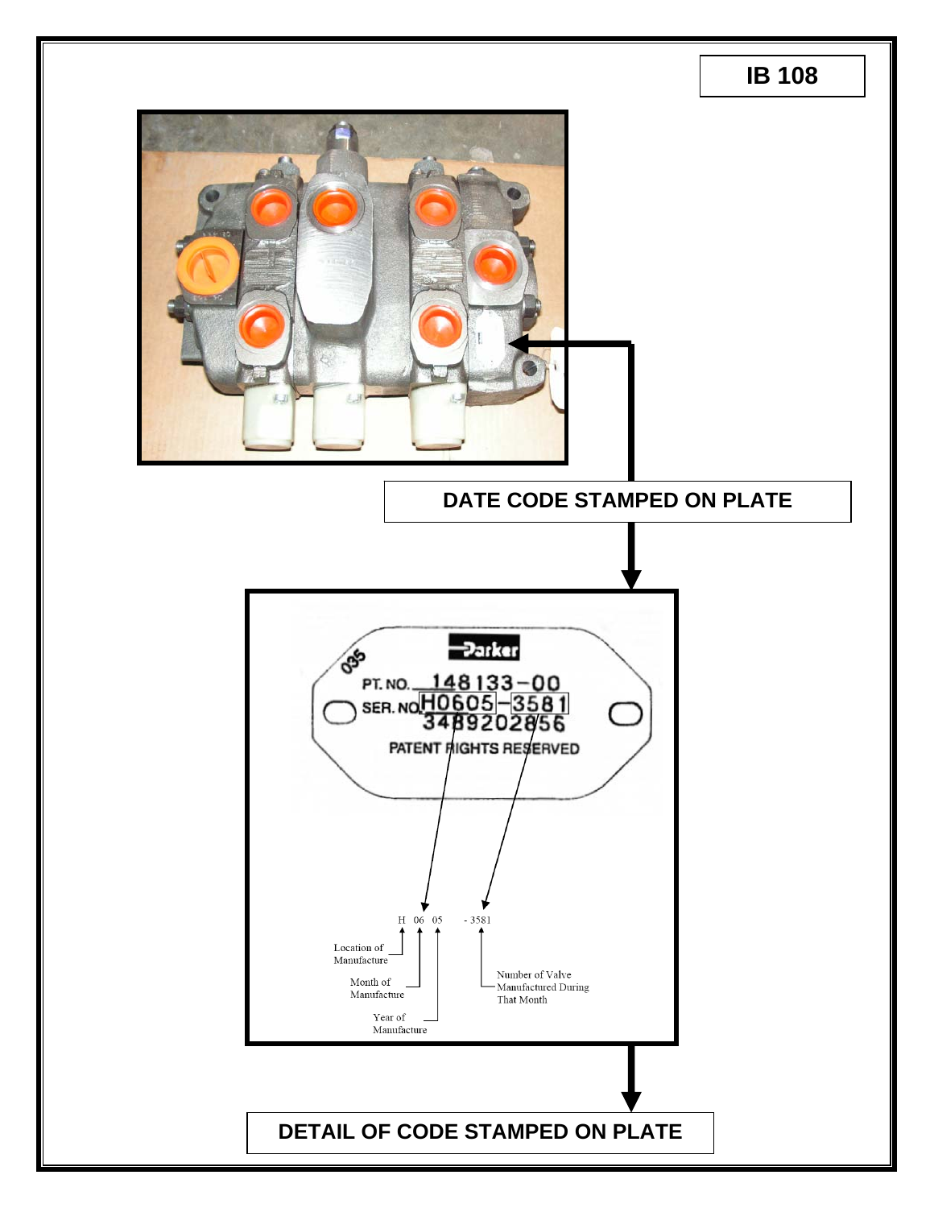**IB 108**

**DATE CODE STAMPED ON PLATE**

035

Parker

PT. NO. 148133-00

SER. NO. H0605-3581

3489202856

PATENT RIGHTS RESERVED

H 06 05 - 3581

- H: Location of Manufacture
- 06: Month of Manufacture
- 05: Year of Manufacture
- 3581: Number of Valve Manufactured During That Month

**DETAIL OF CODE STAMPED ON PLATE**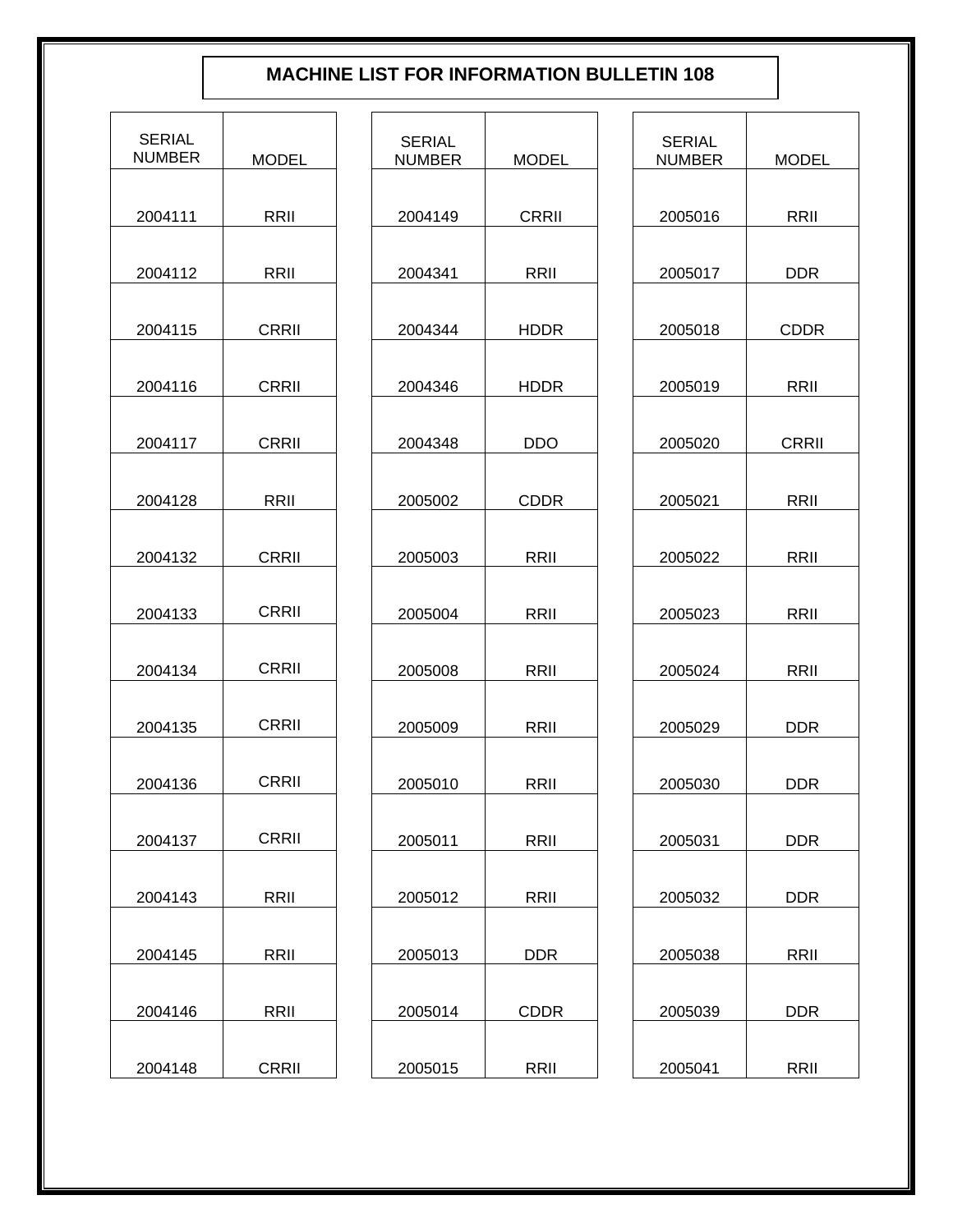# MACHINE LIST FOR INFORMATION BULLETIN 108

| SERIAL NUMBER | MODEL |
|---|---|
| 2004111 | RRII |
| 2004112 | RRII |
| 2004115 | CRRII |
| 2004116 | CRRII |
| 2004117 | CRRII |
| 2004128 | RRII |
| 2004132 | CRRII |
| 2004133 | CRRII |
| 2004134 | CRRII |
| 2004135 | CRRII |
| 2004136 | CRRII |
| 2004137 | CRRII |
| 2004143 | RRII |
| 2004145 | RRII |
| 2004146 | RRII |
| 2004148 | CRRII |

| SERIAL NUMBER | MODEL |
|---|---|
| 2004149 | CRRII |
| 2004341 | RRII |
| 2004344 | HDDR |
| 2004346 | HDDR |
| 2004348 | DDO |
| 2005002 | CDDR |
| 2005003 | RRII |
| 2005004 | RRII |
| 2005008 | RRII |
| 2005009 | RRII |
| 2005010 | RRII |
| 2005011 | RRII |
| 2005012 | RRII |
| 2005013 | DDR |
| 2005014 | CDDR |
| 2005015 | RRII |

| SERIAL NUMBER | MODEL |
|---|---|
| 2005016 | RRII |
| 2005017 | DDR |
| 2005018 | CDDR |
| 2005019 | RRII |
| 2005020 | CRRII |
| 2005021 | RRII |
| 2005022 | RRII |
| 2005023 | RRII |
| 2005024 | RRII |
| 2005029 | DDR |
| 2005030 | DDR |
| 2005031 | DDR |
| 2005032 | DDR |
| 2005038 | RRII |
| 2005039 | DDR |
| 2005041 | RRII |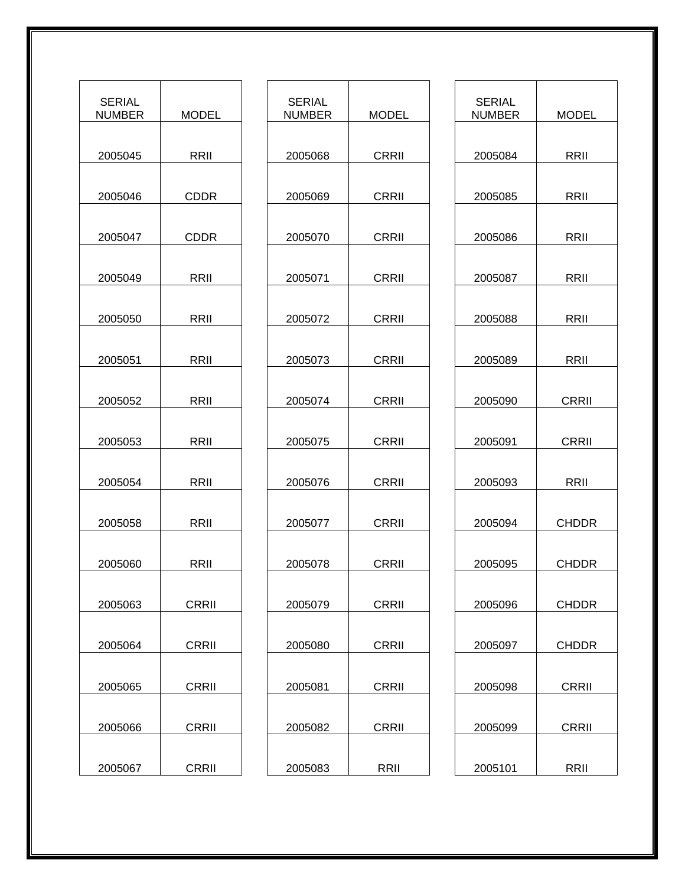| SERIAL NUMBER | MODEL |
|---|---|
| 2005045 | RRII |
| 2005046 | CDDR |
| 2005047 | CDDR |
| 2005049 | RRII |
| 2005050 | RRII |
| 2005051 | RRII |
| 2005052 | RRII |
| 2005053 | RRII |
| 2005054 | RRII |
| 2005058 | RRII |
| 2005060 | RRII |
| 2005063 | CRRII |
| 2005064 | CRRII |
| 2005065 | CRRII |
| 2005066 | CRRII |
| 2005067 | CRRII |

| SERIAL NUMBER | MODEL |
|---|---|
| 2005068 | CRRII |
| 2005069 | CRRII |
| 2005070 | CRRII |
| 2005071 | CRRII |
| 2005072 | CRRII |
| 2005073 | CRRII |
| 2005074 | CRRII |
| 2005075 | CRRII |
| 2005076 | CRRII |
| 2005077 | CRRII |
| 2005078 | CRRII |
| 2005079 | CRRII |
| 2005080 | CRRII |
| 2005081 | CRRII |
| 2005082 | CRRII |
| 2005083 | RRII |

| SERIAL NUMBER | MODEL |
|---|---|
| 2005084 | RRII |
| 2005085 | RRII |
| 2005086 | RRII |
| 2005087 | RRII |
| 2005088 | RRII |
| 2005089 | RRII |
| 2005090 | CRRII |
| 2005091 | CRRII |
| 2005093 | RRII |
| 2005094 | CHDDR |
| 2005095 | CHDDR |
| 2005096 | CHDDR |
| 2005097 | CHDDR |
| 2005098 | CRRII |
| 2005099 | CRRII |
| 2005101 | RRII |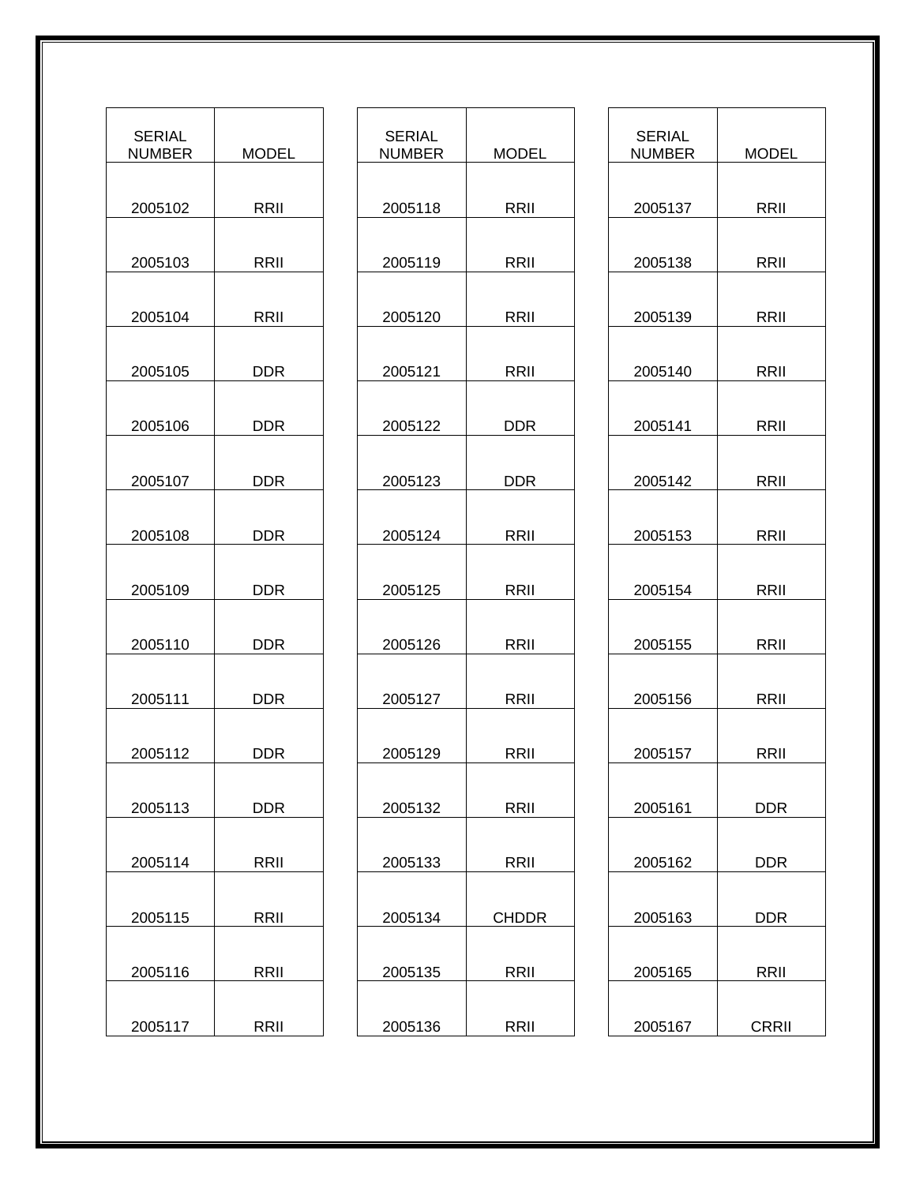| SERIAL NUMBER | MODEL |
|---|---|
| 2005102 | RRII |
| 2005103 | RRII |
| 2005104 | RRII |
| 2005105 | DDR |
| 2005106 | DDR |
| 2005107 | DDR |
| 2005108 | DDR |
| 2005109 | DDR |
| 2005110 | DDR |
| 2005111 | DDR |
| 2005112 | DDR |
| 2005113 | DDR |
| 2005114 | RRII |
| 2005115 | RRII |
| 2005116 | RRII |
| 2005117 | RRII |

| SERIAL NUMBER | MODEL |
|---|---|
| 2005118 | RRII |
| 2005119 | RRII |
| 2005120 | RRII |
| 2005121 | RRII |
| 2005122 | DDR |
| 2005123 | DDR |
| 2005124 | RRII |
| 2005125 | RRII |
| 2005126 | RRII |
| 2005127 | RRII |
| 2005129 | RRII |
| 2005132 | RRII |
| 2005133 | RRII |
| 2005134 | CHDDR |
| 2005135 | RRII |
| 2005136 | RRII |

| SERIAL NUMBER | MODEL |
|---|---|
| 2005137 | RRII |
| 2005138 | RRII |
| 2005139 | RRII |
| 2005140 | RRII |
| 2005141 | RRII |
| 2005142 | RRII |
| 2005153 | RRII |
| 2005154 | RRII |
| 2005155 | RRII |
| 2005156 | RRII |
| 2005157 | RRII |
| 2005161 | DDR |
| 2005162 | DDR |
| 2005163 | DDR |
| 2005165 | RRII |
| 2005167 | CRRII |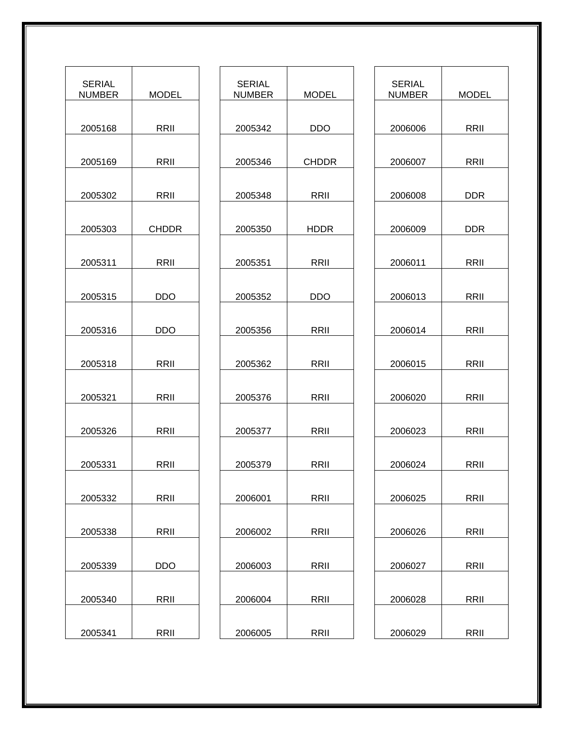| SERIAL NUMBER | MODEL |
|---|---|
| 2005168 | RRII |
| 2005169 | RRII |
| 2005302 | RRII |
| 2005303 | CHDDR |
| 2005311 | RRII |
| 2005315 | DDO |
| 2005316 | DDO |
| 2005318 | RRII |
| 2005321 | RRII |
| 2005326 | RRII |
| 2005331 | RRII |
| 2005332 | RRII |
| 2005338 | RRII |
| 2005339 | DDO |
| 2005340 | RRII |
| 2005341 | RRII |

| SERIAL NUMBER | MODEL |
|---|---|
| 2005342 | DDO |
| 2005346 | CHDDR |
| 2005348 | RRII |
| 2005350 | HDDR |
| 2005351 | RRII |
| 2005352 | DDO |
| 2005356 | RRII |
| 2005362 | RRII |
| 2005376 | RRII |
| 2005377 | RRII |
| 2005379 | RRII |
| 2006001 | RRII |
| 2006002 | RRII |
| 2006003 | RRII |
| 2006004 | RRII |
| 2006005 | RRII |

| SERIAL NUMBER | MODEL |
|---|---|
| 2006006 | RRII |
| 2006007 | RRII |
| 2006008 | DDR |
| 2006009 | DDR |
| 2006011 | RRII |
| 2006013 | RRII |
| 2006014 | RRII |
| 2006015 | RRII |
| 2006020 | RRII |
| 2006023 | RRII |
| 2006024 | RRII |
| 2006025 | RRII |
| 2006026 | RRII |
| 2006027 | RRII |
| 2006028 | RRII |
| 2006029 | RRII |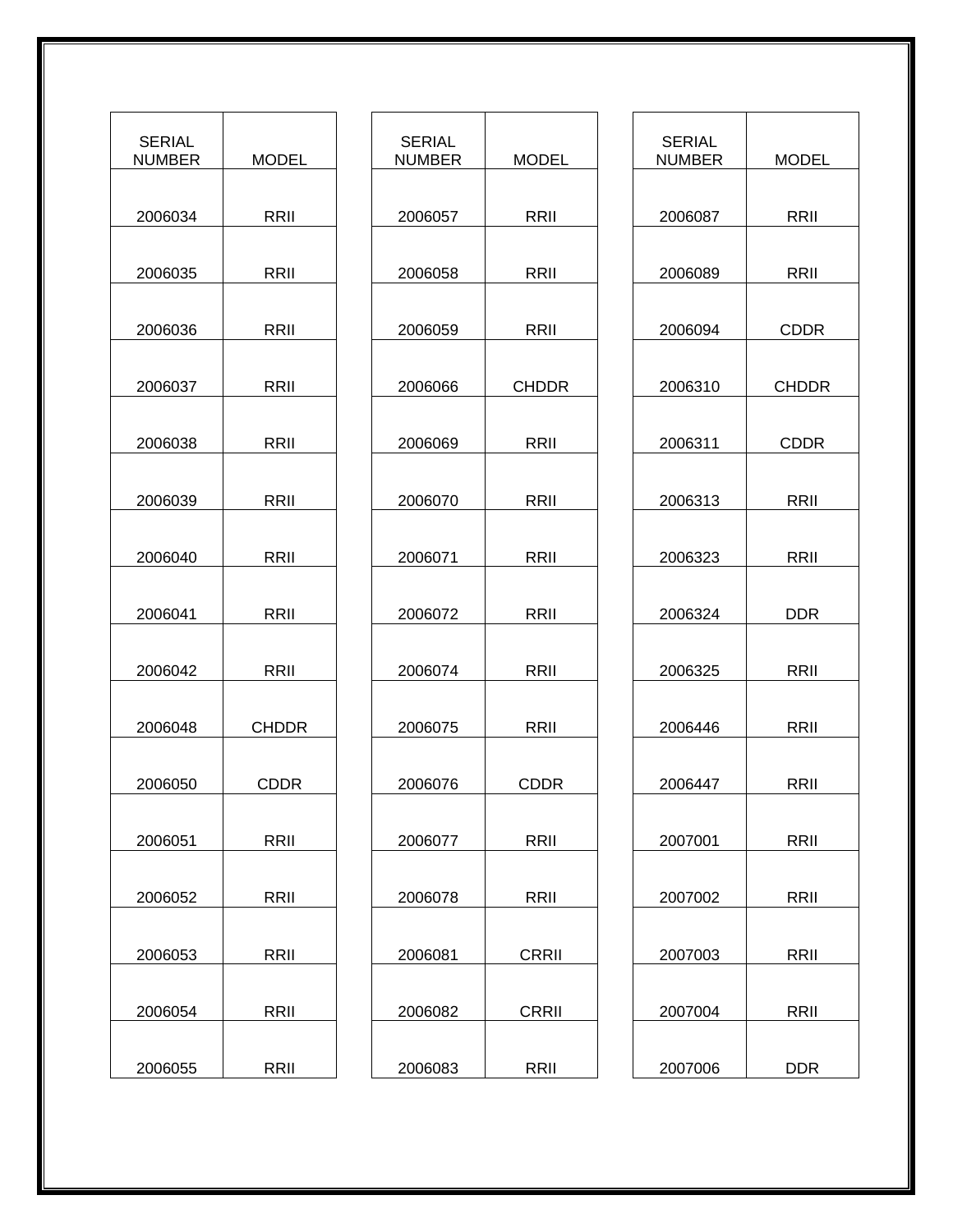| SERIAL NUMBER | MODEL |
|---|---|
| 2006034 | RRII |
| 2006035 | RRII |
| 2006036 | RRII |
| 2006037 | RRII |
| 2006038 | RRII |
| 2006039 | RRII |
| 2006040 | RRII |
| 2006041 | RRII |
| 2006042 | RRII |
| 2006048 | CHDDR |
| 2006050 | CDDR |
| 2006051 | RRII |
| 2006052 | RRII |
| 2006053 | RRII |
| 2006054 | RRII |
| 2006055 | RRII |

| SERIAL NUMBER | MODEL |
|---|---|
| 2006057 | RRII |
| 2006058 | RRII |
| 2006059 | RRII |
| 2006066 | CHDDR |
| 2006069 | RRII |
| 2006070 | RRII |
| 2006071 | RRII |
| 2006072 | RRII |
| 2006074 | RRII |
| 2006075 | RRII |
| 2006076 | CDDR |
| 2006077 | RRII |
| 2006078 | RRII |
| 2006081 | CRRII |
| 2006082 | CRRII |
| 2006083 | RRII |

| SERIAL NUMBER | MODEL |
|---|---|
| 2006087 | RRII |
| 2006089 | RRII |
| 2006094 | CDDR |
| 2006310 | CHDDR |
| 2006311 | CDDR |
| 2006313 | RRII |
| 2006323 | RRII |
| 2006324 | DDR |
| 2006325 | RRII |
| 2006446 | RRII |
| 2006447 | RRII |
| 2007001 | RRII |
| 2007002 | RRII |
| 2007003 | RRII |
| 2007004 | RRII |
| 2007006 | DDR |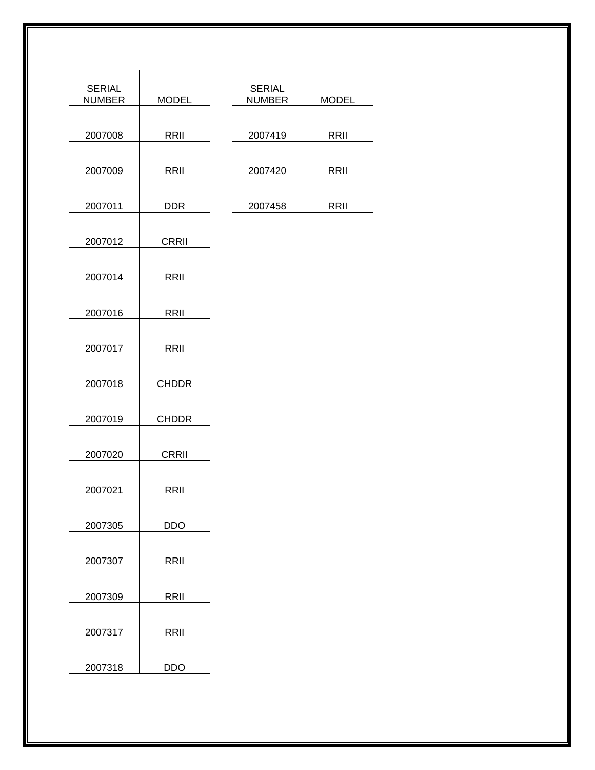| SERIAL NUMBER | MODEL |
|---|---|
| 2007008 | RRII |
| 2007009 | RRII |
| 2007011 | DDR |
| 2007012 | CRRII |
| 2007014 | RRII |
| 2007016 | RRII |
| 2007017 | RRII |
| 2007018 | CHDDR |
| 2007019 | CHDDR |
| 2007020 | CRRII |
| 2007021 | RRII |
| 2007305 | DDO |
| 2007307 | RRII |
| 2007309 | RRII |
| 2007317 | RRII |
| 2007318 | DDO |

| SERIAL NUMBER | MODEL |
|---|---|
| 2007419 | RRII |
| 2007420 | RRII |
| 2007458 | RRII |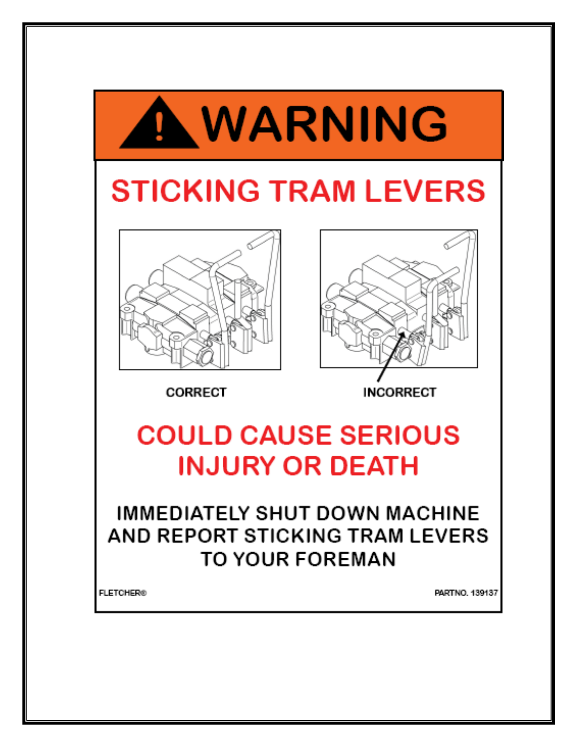# WARNING

## STICKING TRAM LEVERS

CORRECT

INCORRECT

## COULD CAUSE SERIOUS INJURY OR DEATH

**IMMEDIATELY SHUT DOWN MACHINE AND REPORT STICKING TRAM LEVERS TO YOUR FOREMAN**

FLETCHER®

PARTNO. 139137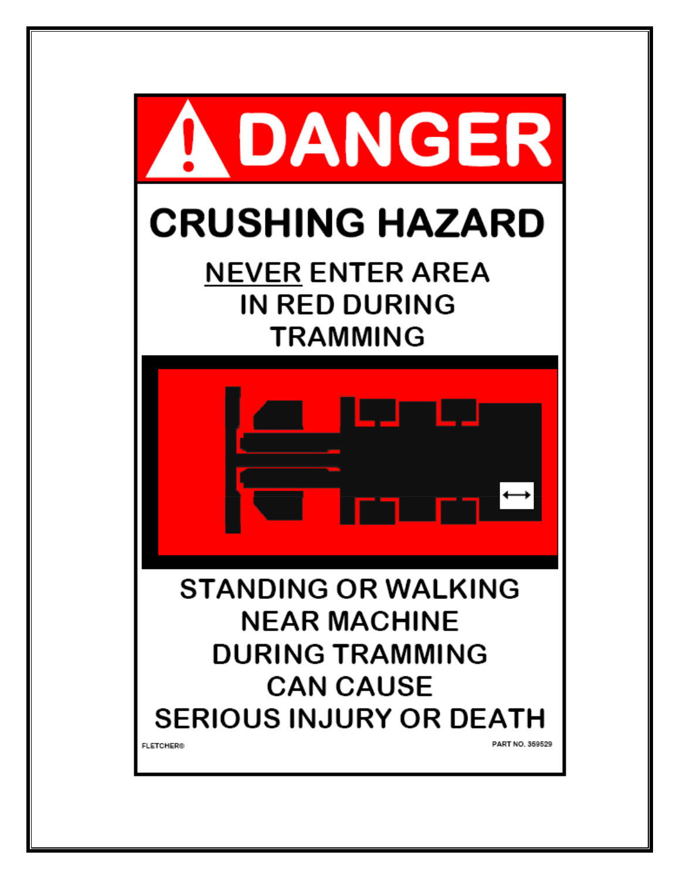# DANGER

## CRUSHING HAZARD

NEVER ENTER AREA IN RED DURING TRAMMING

STANDING OR WALKING NEAR MACHINE DURING TRAMMING CAN CAUSE SERIOUS INJURY OR DEATH

FLETCHER®

PART NO. 359529